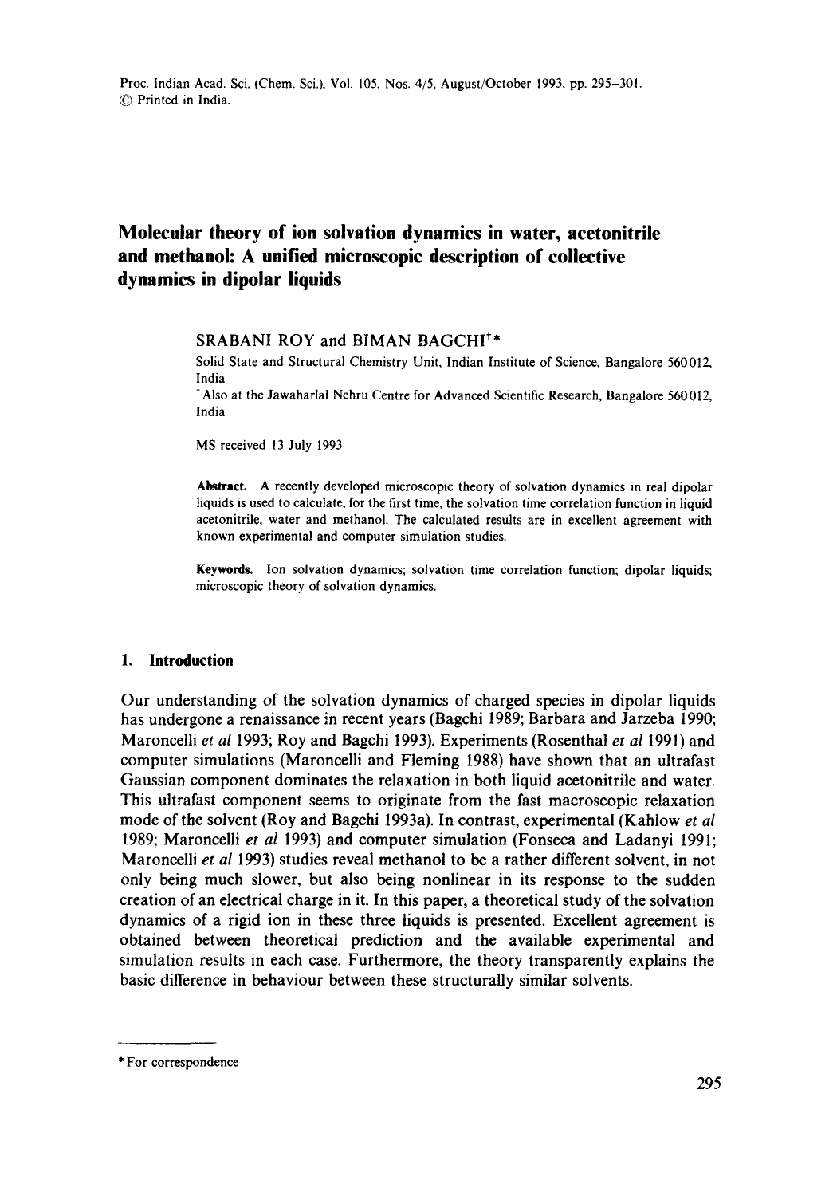# Molecular theory of ion solvation dynamics in water, acetonitrile and methanol: A unified microscopic description of collective dynamics in dipolar liquids

SRABANI ROY and BIMAN BAGCHI[†]*

Solid State and Structural Chemistry Unit, Indian Institute of Science, Bangalore 560012, India

[†] Also at the Jawaharlal Nehru Centre for Advanced Scientific Research, Bangalore 560012, India

MS received 13 July 1993

**Abstract.** A recently developed microscopic theory of solvation dynamics in real dipolar liquids is used to calculate, for the first time, the solvation time correlation function in liquid acetonitrile, water and methanol. The calculated results are in excellent agreement with known experimental and computer simulation studies.

**Keywords.** Ion solvation dynamics; solvation time correlation function; dipolar liquids; microscopic theory of solvation dynamics.

## 1. Introduction

Our understanding of the solvation dynamics of charged species in dipolar liquids has undergone a renaissance in recent years (Bagchi 1989; Barbara and Jarzeba 1990; Maroncelli *et al* 1993; Roy and Bagchi 1993). Experiments (Rosenthal *et al* 1991) and computer simulations (Maroncelli and Fleming 1988) have shown that an ultrafast Gaussian component dominates the relaxation in both liquid acetonitrile and water. This ultrafast component seems to originate from the fast macroscopic relaxation mode of the solvent (Roy and Bagchi 1993a). In contrast, experimental (Kahlow *et al* 1989; Maroncelli *et al* 1993) and computer simulation (Fonseca and Ladanyi 1991; Maroncelli *et al* 1993) studies reveal methanol to be a rather different solvent, in not only being much slower, but also being nonlinear in its response to the sudden creation of an electrical charge in it. In this paper, a theoretical study of the solvation dynamics of a rigid ion in these three liquids is presented. Excellent agreement is obtained between theoretical prediction and the available experimental and simulation results in each case. Furthermore, the theory transparently explains the basic difference in behaviour between these structurally similar solvents.

---

* For correspondence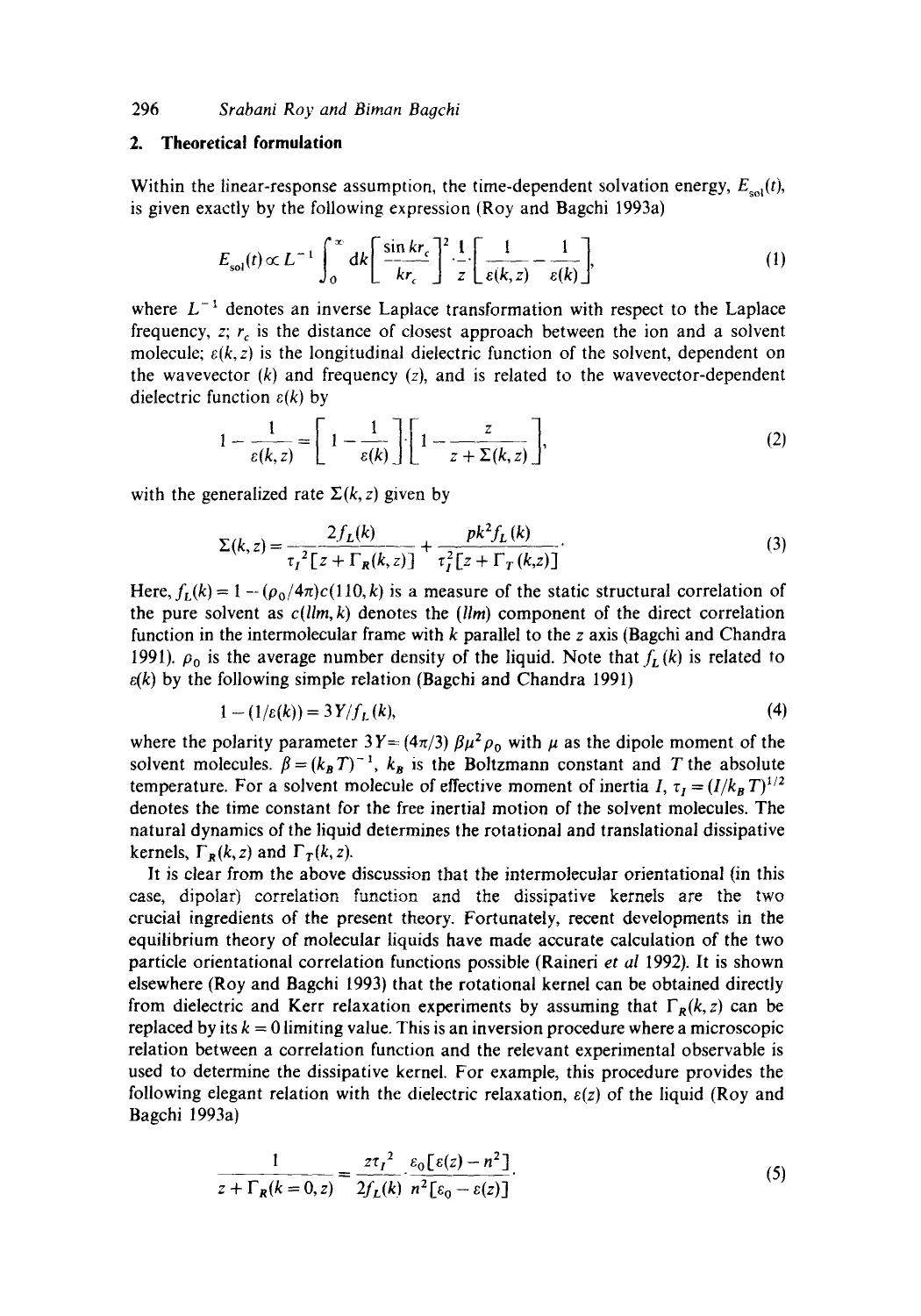## 2. Theoretical formulation

Within the linear-response assumption, the time-dependent solvation energy, $E_{sol}(t)$, is given exactly by the following expression (Roy and Bagchi 1993a)

$$E_{sol}(t) \propto L^{-1} \int_0^\infty dk \left[ \frac{\sin kr_c}{kr_c} \right]^2 \cdot \frac{1}{z} \cdot \left[ \frac{1}{\varepsilon(k,z)} - \frac{1}{\varepsilon(k)} \right], \tag{1}$$

where $L^{-1}$ denotes an inverse Laplace transformation with respect to the Laplace frequency, $z$; $r_c$ is the distance of closest approach between the ion and a solvent molecule; $\varepsilon(k,z)$ is the longitudinal dielectric function of the solvent, dependent on the wavevector ($k$) and frequency ($z$), and is related to the wavevector-dependent dielectric function $\varepsilon(k)$ by

$$1 - \frac{1}{\varepsilon(k,z)} = \left[ 1 - \frac{1}{\varepsilon(k)} \right] \cdot \left[ 1 - \frac{z}{z + \Sigma(k,z)} \right], \tag{2}$$

with the generalized rate $\Sigma(k,z)$ given by

$$\Sigma(k,z) = \frac{2f_L(k)}{\tau_I{}^2[z + \Gamma_R(k,z)]} + \frac{pk^2 f_L(k)}{\tau_I^2[z + \Gamma_T(k,z)]}. \tag{3}$$

Here, $f_L(k) = 1 - (\rho_0/4\pi)c(110,k)$ is a measure of the static structural correlation of the pure solvent as $c(llm,k)$ denotes the $(llm)$ component of the direct correlation function in the intermolecular frame with $k$ parallel to the $z$ axis (Bagchi and Chandra 1991). $\rho_0$ is the average number density of the liquid. Note that $f_L(k)$ is related to $\varepsilon(k)$ by the following simple relation (Bagchi and Chandra 1991)

$$1 - (1/\varepsilon(k)) = 3Y/f_L(k), \tag{4}$$

where the polarity parameter $3Y = (4\pi/3)\beta\mu^2\rho_0$ with $\mu$ as the dipole moment of the solvent molecules. $\beta = (k_B T)^{-1}$, $k_B$ is the Boltzmann constant and $T$ the absolute temperature. For a solvent molecule of effective moment of inertia $I$, $\tau_I = (I/k_B T)^{1/2}$ denotes the time constant for the free inertial motion of the solvent molecules. The natural dynamics of the liquid determines the rotational and translational dissipative kernels, $\Gamma_R(k,z)$ and $\Gamma_T(k,z)$.

It is clear from the above discussion that the intermolecular orientational (in this case, dipolar) correlation function and the dissipative kernels are the two crucial ingredients of the present theory. Fortunately, recent developments in the equilibrium theory of molecular liquids have made accurate calculation of the two particle orientational correlation functions possible (Raineri *et al* 1992). It is shown elsewhere (Roy and Bagchi 1993) that the rotational kernel can be obtained directly from dielectric and Kerr relaxation experiments by assuming that $\Gamma_R(k,z)$ can be replaced by its $k = 0$ limiting value. This is an inversion procedure where a microscopic relation between a correlation function and the relevant experimental observable is used to determine the dissipative kernel. For example, this procedure provides the following elegant relation with the dielectric relaxation, $\varepsilon(z)$ of the liquid (Roy and Bagchi 1993a)

$$\frac{1}{z + \Gamma_R(k=0,z)} = \frac{z\tau_I{}^2}{2f_L(k)} \cdot \frac{\varepsilon_0[\varepsilon(z) - n^2]}{n^2[\varepsilon_0 - \varepsilon(z)]}. \tag{5}$$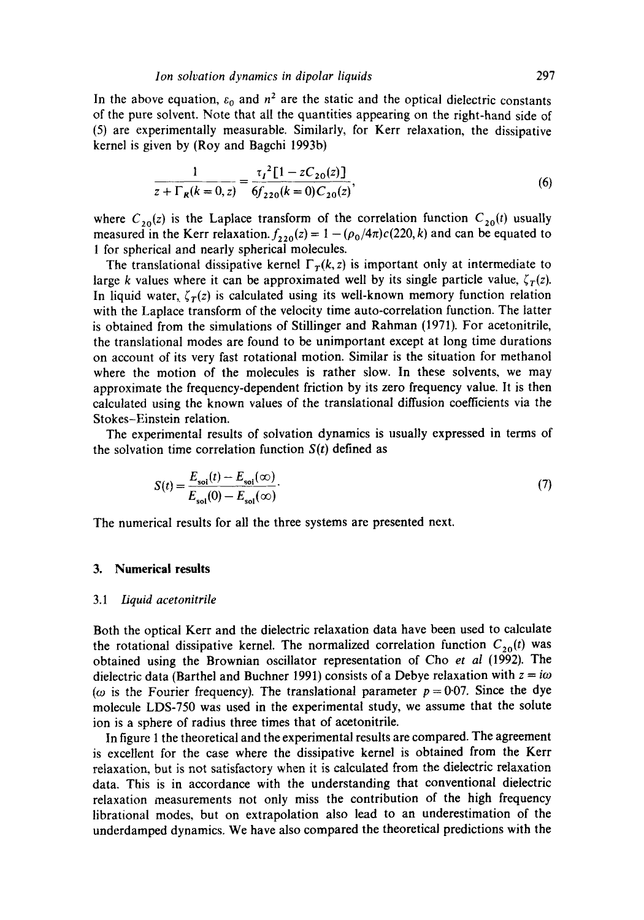In the above equation, $\varepsilon_0$ and $n^2$ are the static and the optical dielectric constants of the pure solvent. Note that all the quantities appearing on the right-hand side of (5) are experimentally measurable. Similarly, for Kerr relaxation, the dissipative kernel is given by (Roy and Bagchi 1993b)

$$\frac{1}{z + \Gamma_R(k=0, z)} = \frac{\tau_I{}^2[1 - zC_{20}(z)]}{6 f_{220}(k=0) C_{20}(z)}, \tag{6}$$

where $C_{20}(z)$ is the Laplace transform of the correlation function $C_{20}(t)$ usually measured in the Kerr relaxation. $f_{220}(z) = 1 - (\rho_0/4\pi)c(220, k)$ and can be equated to 1 for spherical and nearly spherical molecules.

The translational dissipative kernel $\Gamma_T(k, z)$ is important only at intermediate to large $k$ values where it can be approximated well by its single particle value, $\zeta_T(z)$. In liquid water, $\zeta_T(z)$ is calculated using its well-known memory function relation with the Laplace transform of the velocity time auto-correlation function. The latter is obtained from the simulations of Stillinger and Rahman (1971). For acetonitrile, the translational modes are found to be unimportant except at long time durations on account of its very fast rotational motion. Similar is the situation for methanol where the motion of the molecules is rather slow. In these solvents, we may approximate the frequency-dependent friction by its zero frequency value. It is then calculated using the known values of the translational diffusion coefficients via the Stokes–Einstein relation.

The experimental results of solvation dynamics is usually expressed in terms of the solvation time correlation function $S(t)$ defined as

$$S(t) = \frac{E_{\text{sol}}(t) - E_{\text{sol}}(\infty)}{E_{\text{sol}}(0) - E_{\text{sol}}(\infty)}. \tag{7}$$

The numerical results for all the three systems are presented next.

## 3. Numerical results

### 3.1 *Liquid acetonitrile*

Both the optical Kerr and the dielectric relaxation data have been used to calculate the rotational dissipative kernel. The normalized correlation function $C_{20}(t)$ was obtained using the Brownian oscillator representation of Cho *et al* (1992). The dielectric data (Barthel and Buchner 1991) consists of a Debye relaxation with $z = i\omega$ ($\omega$ is the Fourier frequency). The translational parameter $p = 0{\cdot}07$. Since the dye molecule LDS-750 was used in the experimental study, we assume that the solute ion is a sphere of radius three times that of acetonitrile.

In figure 1 the theoretical and the experimental results are compared. The agreement is excellent for the case where the dissipative kernel is obtained from the Kerr relaxation, but is not satisfactory when it is calculated from the dielectric relaxation data. This is in accordance with the understanding that conventional dielectric relaxation measurements not only miss the contribution of the high frequency librational modes, but on extrapolation also lead to an underestimation of the underdamped dynamics. We have also compared the theoretical predictions with the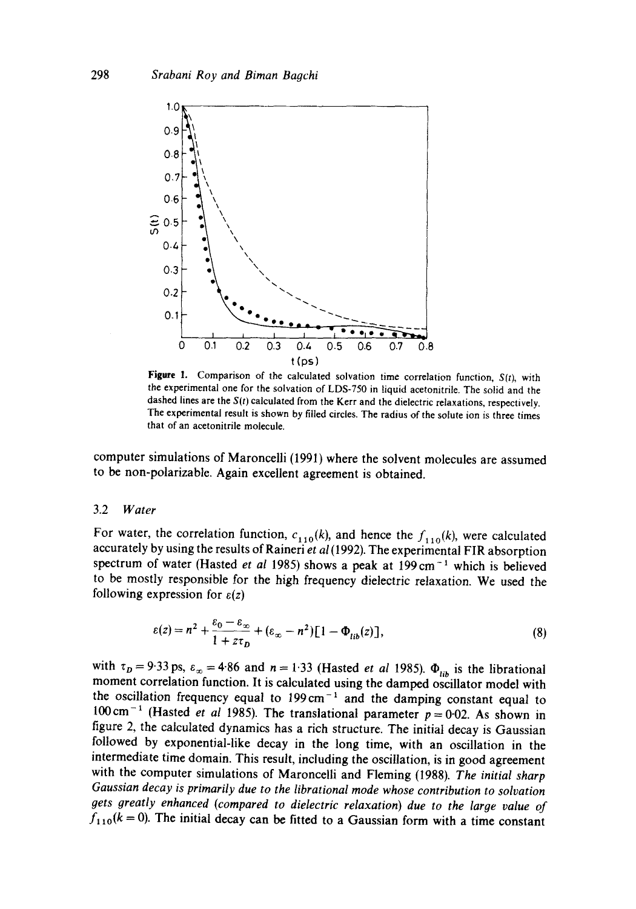**Figure 1.** Comparison of the calculated solvation time correlation function, $S(t)$, with the experimental one for the solvation of LDS-750 in liquid acetonitrile. The solid and the dashed lines are the $S(t)$ calculated from the Kerr and the dielectric relaxations, respectively. The experimental result is shown by filled circles. The radius of the solute ion is three times that of an acetonitrile molecule.

computer simulations of Maroncelli (1991) where the solvent molecules are assumed to be non-polarizable. Again excellent agreement is obtained.

### 3.2 Water

For water, the correlation function, $c_{110}(k)$, and hence the $f_{110}(k)$, were calculated accurately by using the results of Raineri *et al* (1992). The experimental FIR absorption spectrum of water (Hasted *et al* 1985) shows a peak at $199\,\mathrm{cm}^{-1}$ which is believed to be mostly responsible for the high frequency dielectric relaxation. We used the following expression for $\varepsilon(z)$

$$\varepsilon(z) = n^2 + \frac{\varepsilon_0 - \varepsilon_\infty}{1 + z\tau_D} + (\varepsilon_\infty - n^2)[1 - \Phi_{lib}(z)], \tag{8}$$

with $\tau_D = 9{\cdot}33$ ps, $\varepsilon_\infty = 4{\cdot}86$ and $n = 1{\cdot}33$ (Hasted *et al* 1985). $\Phi_{lib}$ is the librational moment correlation function. It is calculated using the damped oscillator model with the oscillation frequency equal to $199\,\mathrm{cm}^{-1}$ and the damping constant equal to $100\,\mathrm{cm}^{-1}$ (Hasted *et al* 1985). The translational parameter $p = 0{\cdot}02$. As shown in figure 2, the calculated dynamics has a rich structure. The initial decay is Gaussian followed by exponential-like decay in the long time, with an oscillation in the intermediate time domain. This result, including the oscillation, is in good agreement with the computer simulations of Maroncelli and Fleming (1988). *The initial sharp Gaussian decay is primarily due to the librational mode whose contribution to solvation gets greatly enhanced (compared to dielectric relaxation) due to the large value of* $f_{110}(k=0)$. The initial decay can be fitted to a Gaussian form with a time constant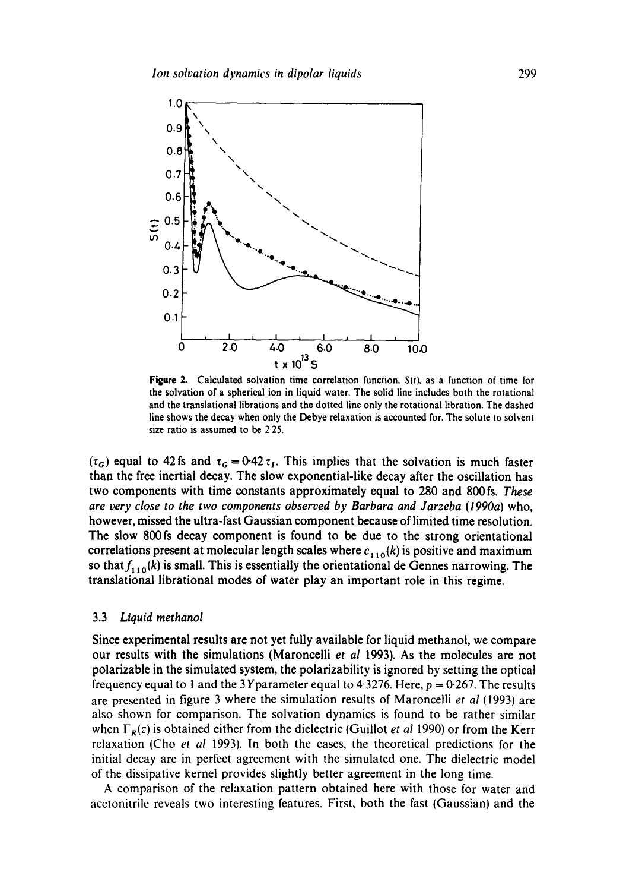**Figure 2.** Calculated solvation time correlation function, $S(t)$, as a function of time for the solvation of a spherical ion in liquid water. The solid line includes both the rotational and the translational librations and the dotted line only the rotational libration. The dashed line shows the decay when only the Debye relaxation is accounted for. The solute to solvent size ratio is assumed to be 2·25.

($\tau_G$) equal to 42 fs and $\tau_G = 0{\cdot}42\,\tau_I$. This implies that the solvation is much faster than the free inertial decay. The slow exponential-like decay after the oscillation has two components with time constants approximately equal to 280 and 800 fs. *These are very close to the two components observed by Barbara and Jarzeba (1990a)* who, however, missed the ultra-fast Gaussian component because of limited time resolution. The slow 800 fs decay component is found to be due to the strong orientational correlations present at molecular length scales where $c_{110}(k)$ is positive and maximum so that $f_{110}(k)$ is small. This is essentially the orientational de Gennes narrowing. The translational librational modes of water play an important role in this regime.

### 3.3 *Liquid methanol*

Since experimental results are not yet fully available for liquid methanol, we compare our results with the simulations (Maroncelli *et al* 1993). As the molecules are not polarizable in the simulated system, the polarizability is ignored by setting the optical frequency equal to 1 and the $3Y$ parameter equal to 4·3276. Here, $p = 0{\cdot}267$. The results are presented in figure 3 where the simulation results of Maroncelli *et al* (1993) are also shown for comparison. The solvation dynamics is found to be rather similar when $\Gamma_R(z)$ is obtained either from the dielectric (Guillot *et al* 1990) or from the Kerr relaxation (Cho *et al* 1993). In both the cases, the theoretical predictions for the initial decay are in perfect agreement with the simulated one. The dielectric model of the dissipative kernel provides slightly better agreement in the long time.

A comparison of the relaxation pattern obtained here with those for water and acetonitrile reveals two interesting features. First, both the fast (Gaussian) and the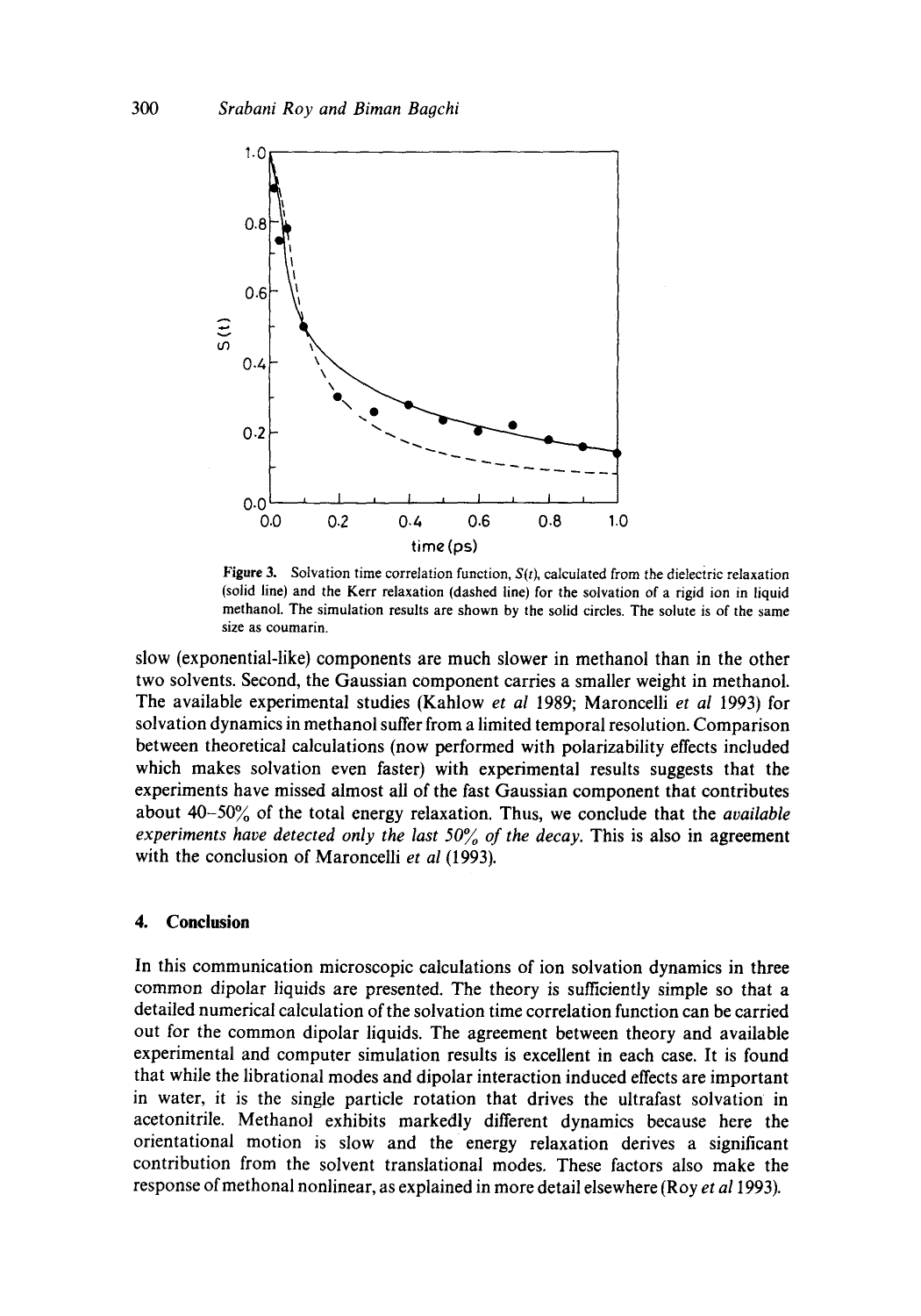Figure 3. Solvation time correlation function, $S(t)$, calculated from the dielectric relaxation (solid line) and the Kerr relaxation (dashed line) for the solvation of a rigid ion in liquid methanol. The simulation results are shown by the solid circles. The solute is of the same size as coumarin.

slow (exponential-like) components are much slower in methanol than in the other two solvents. Second, the Gaussian component carries a smaller weight in methanol. The available experimental studies (Kahlow *et al* 1989; Maroncelli *et al* 1993) for solvation dynamics in methanol suffer from a limited temporal resolution. Comparison between theoretical calculations (now performed with polarizability effects included which makes solvation even faster) with experimental results suggests that the experiments have missed almost all of the fast Gaussian component that contributes about 40–50% of the total energy relaxation. Thus, we conclude that the *available experiments have detected only the last 50% of the decay*. This is also in agreement with the conclusion of Maroncelli *et al* (1993).

## 4. Conclusion

In this communication microscopic calculations of ion solvation dynamics in three common dipolar liquids are presented. The theory is sufficiently simple so that a detailed numerical calculation of the solvation time correlation function can be carried out for the common dipolar liquids. The agreement between theory and available experimental and computer simulation results is excellent in each case. It is found that while the librational modes and dipolar interaction induced effects are important in water, it is the single particle rotation that drives the ultrafast solvation in acetonitrile. Methanol exhibits markedly different dynamics because here the orientational motion is slow and the energy relaxation derives a significant contribution from the solvent translational modes. These factors also make the response of methonal nonlinear, as explained in more detail elsewhere (Roy *et al* 1993).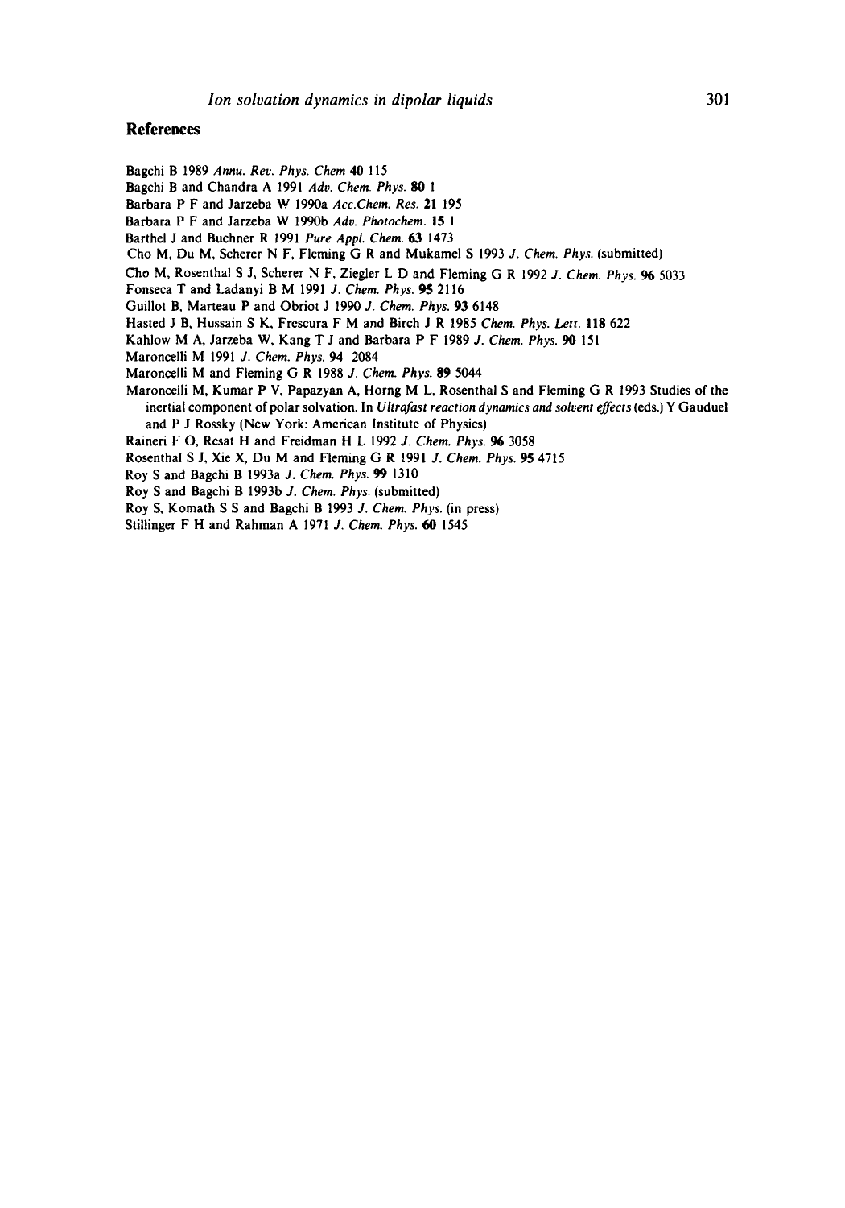## References

Bagchi B 1989 *Annu. Rev. Phys. Chem* **40** 115

Bagchi B and Chandra A 1991 *Adv. Chem. Phys.* **80** 1

Barbara P F and Jarzeba W 1990a *Acc.Chem. Res.* **21** 195

Barbara P F and Jarzeba W 1990b *Adv. Photochem.* **15** 1

Barthel J and Buchner R 1991 *Pure Appl. Chem.* **63** 1473

Cho M, Du M, Scherer N F, Fleming G R and Mukamel S 1993 *J. Chem. Phys.* (submitted)

Cho M, Rosenthal S J, Scherer N F, Ziegler L D and Fleming G R 1992 *J. Chem. Phys.* **96** 5033

Fonseca T and Ladanyi B M 1991 *J. Chem. Phys.* **95** 2116

Guillot B, Marteau P and Obriot J 1990 *J. Chem. Phys.* **93** 6148

Hasted J B, Hussain S K, Frescura F M and Birch J R 1985 *Chem. Phys. Lett.* **118** 622

Kahlow M A, Jarzeba W, Kang T J and Barbara P F 1989 *J. Chem. Phys.* **90** 151

Maroncelli M 1991 *J. Chem. Phys.* **94** 2084

Maroncelli M and Fleming G R 1988 *J. Chem. Phys.* **89** 5044

Maroncelli M, Kumar P V, Papazyan A, Horng M L, Rosenthal S and Fleming G R 1993 Studies of the inertial component of polar solvation. In *Ultrafast reaction dynamics and solvent effects* (eds.) Y Gauduel and P J Rossky (New York: American Institute of Physics)

Raineri F O, Resat H and Freidman H L 1992 *J. Chem. Phys.* **96** 3058

Rosenthal S J, Xie X, Du M and Fleming G R 1991 *J. Chem. Phys.* **95** 4715

Roy S and Bagchi B 1993a *J. Chem. Phys.* **99** 1310

Roy S and Bagchi B 1993b *J. Chem. Phys.* (submitted)

Roy S, Komath S S and Bagchi B 1993 *J. Chem. Phys.* (in press)

Stillinger F H and Rahman A 1971 *J. Chem. Phys.* **60** 1545